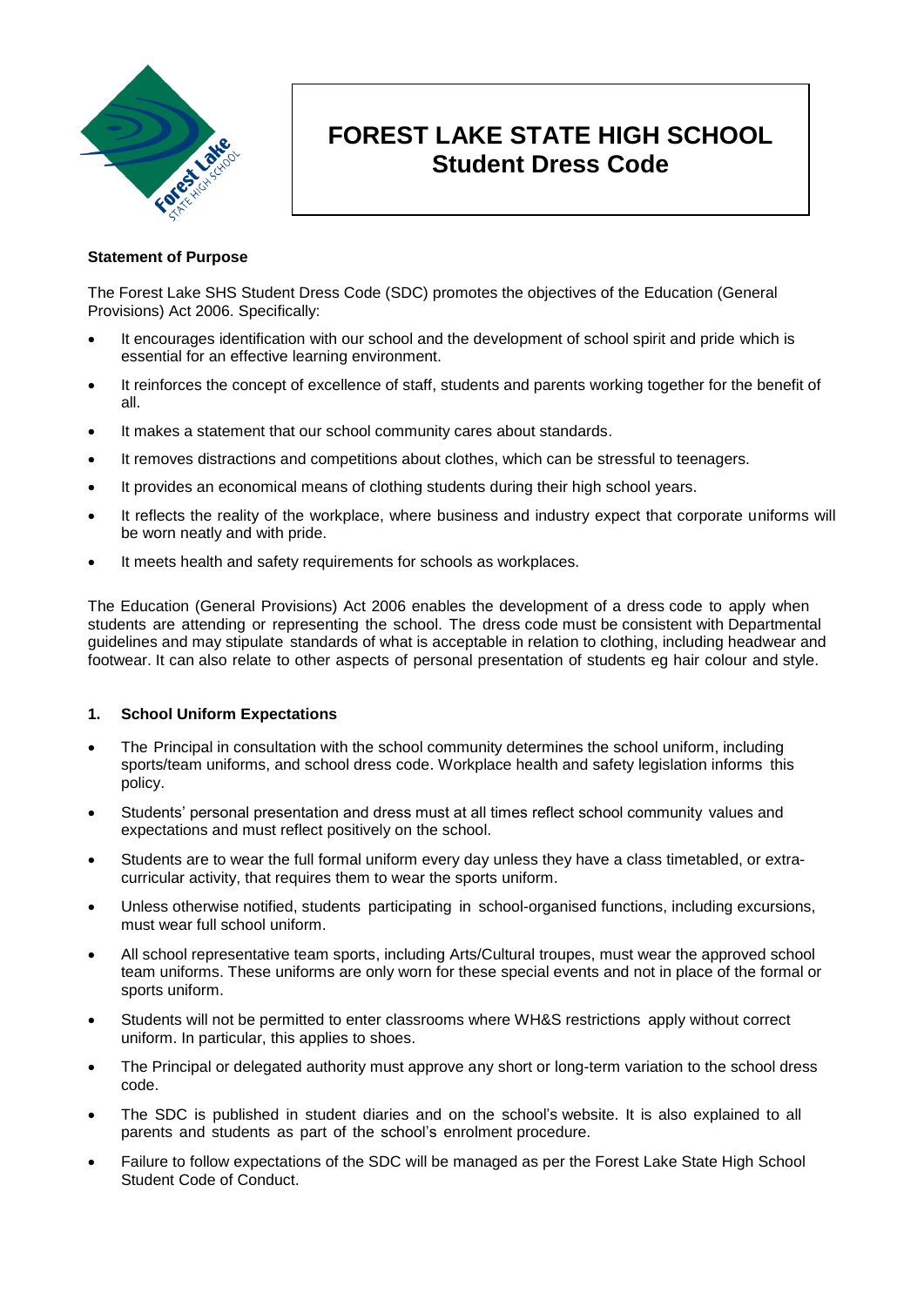# FOREST LAKE STATE HIGH SCHOOL
## Student Dress Code

**Statement of Purpose**

The Forest Lake SHS Student Dress Code (SDC) promotes the objectives of the Education (General Provisions) Act 2006. Specifically:

- It encourages identification with our school and the development of school spirit and pride which is essential for an effective learning environment.
- It reinforces the concept of excellence of staff, students and parents working together for the benefit of all.
- It makes a statement that our school community cares about standards.
- It removes distractions and competitions about clothes, which can be stressful to teenagers.
- It provides an economical means of clothing students during their high school years.
- It reflects the reality of the workplace, where business and industry expect that corporate uniforms will be worn neatly and with pride.
- It meets health and safety requirements for schools as workplaces.

The Education (General Provisions) Act 2006 enables the development of a dress code to apply when students are attending or representing the school. The dress code must be consistent with Departmental guidelines and may stipulate standards of what is acceptable in relation to clothing, including headwear and footwear. It can also relate to other aspects of personal presentation of students eg hair colour and style.

### 1. School Uniform Expectations

- The Principal in consultation with the school community determines the school uniform, including sports/team uniforms, and school dress code. Workplace health and safety legislation informs this policy.
- Students' personal presentation and dress must at all times reflect school community values and expectations and must reflect positively on the school.
- Students are to wear the full formal uniform every day unless they have a class timetabled, or extra-curricular activity, that requires them to wear the sports uniform.
- Unless otherwise notified, students participating in school-organised functions, including excursions, must wear full school uniform.
- All school representative team sports, including Arts/Cultural troupes, must wear the approved school team uniforms. These uniforms are only worn for these special events and not in place of the formal or sports uniform.
- Students will not be permitted to enter classrooms where WH&S restrictions apply without correct uniform. In particular, this applies to shoes.
- The Principal or delegated authority must approve any short or long-term variation to the school dress code.
- The SDC is published in student diaries and on the school's website. It is also explained to all parents and students as part of the school's enrolment procedure.
- Failure to follow expectations of the SDC will be managed as per the Forest Lake State High School Student Code of Conduct.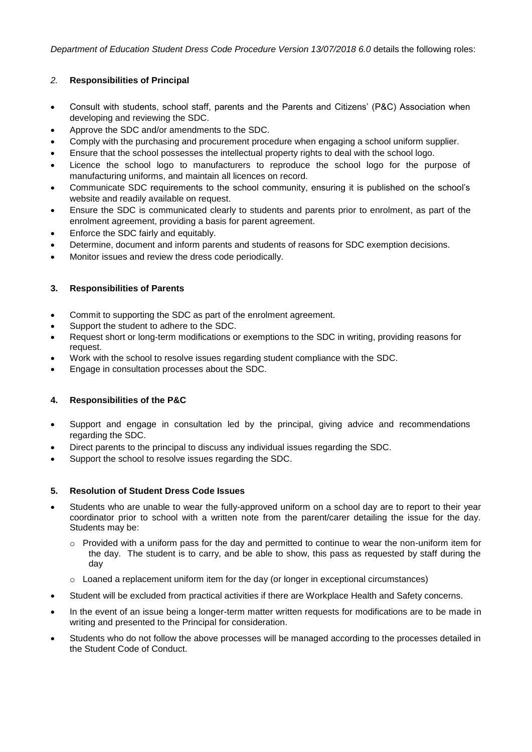*Department of Education Student Dress Code Procedure Version 13/07/2018 6.0* details the following roles:

### *2.* Responsibilities of Principal

- Consult with students, school staff, parents and the Parents and Citizens' (P&C) Association when developing and reviewing the SDC.
- Approve the SDC and/or amendments to the SDC.
- Comply with the purchasing and procurement procedure when engaging a school uniform supplier.
- Ensure that the school possesses the intellectual property rights to deal with the school logo.
- Licence the school logo to manufacturers to reproduce the school logo for the purpose of manufacturing uniforms, and maintain all licences on record.
- Communicate SDC requirements to the school community, ensuring it is published on the school's website and readily available on request.
- Ensure the SDC is communicated clearly to students and parents prior to enrolment, as part of the enrolment agreement, providing a basis for parent agreement.
- Enforce the SDC fairly and equitably.
- Determine, document and inform parents and students of reasons for SDC exemption decisions.
- Monitor issues and review the dress code periodically.

### 3. Responsibilities of Parents

- Commit to supporting the SDC as part of the enrolment agreement.
- Support the student to adhere to the SDC.
- Request short or long-term modifications or exemptions to the SDC in writing, providing reasons for request.
- Work with the school to resolve issues regarding student compliance with the SDC.
- Engage in consultation processes about the SDC.

### 4. Responsibilities of the P&C

- Support and engage in consultation led by the principal, giving advice and recommendations regarding the SDC.
- Direct parents to the principal to discuss any individual issues regarding the SDC.
- Support the school to resolve issues regarding the SDC.

### 5. Resolution of Student Dress Code Issues

- Students who are unable to wear the fully-approved uniform on a school day are to report to their year coordinator prior to school with a written note from the parent/carer detailing the issue for the day. Students may be:
  - Provided with a uniform pass for the day and permitted to continue to wear the non-uniform item for the day. The student is to carry, and be able to show, this pass as requested by staff during the day
  - Loaned a replacement uniform item for the day (or longer in exceptional circumstances)
- Student will be excluded from practical activities if there are Workplace Health and Safety concerns.
- In the event of an issue being a longer-term matter written requests for modifications are to be made in writing and presented to the Principal for consideration.
- Students who do not follow the above processes will be managed according to the processes detailed in the Student Code of Conduct.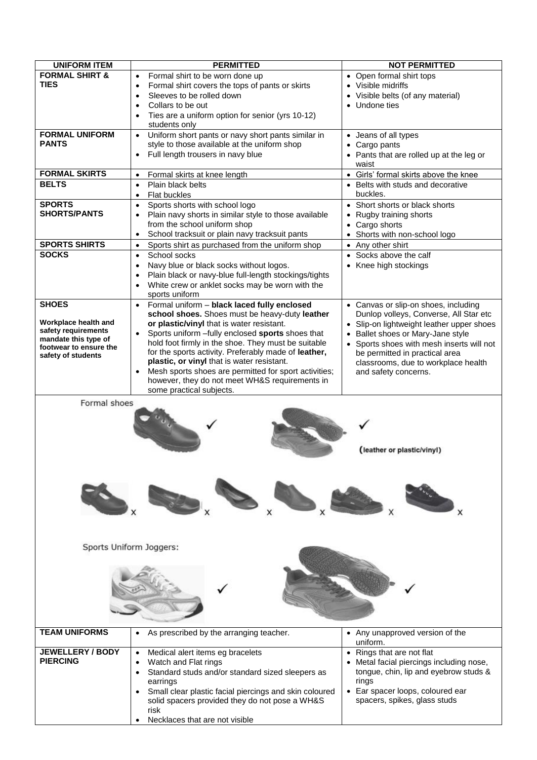| UNIFORM ITEM | PERMITTED | NOT PERMITTED |
|---|---|---|
| **FORMAL SHIRT & TIES** | • Formal shirt to be worn done up<br>• Formal shirt covers the tops of pants or skirts<br>• Sleeves to be rolled down<br>• Collars to be out<br>• Ties are a uniform option for senior (yrs 10-12) students only | • Open formal shirt tops<br>• Visible midriffs<br>• Visible belts (of any material)<br>• Undone ties |
| **FORMAL UNIFORM PANTS** | • Uniform short pants or navy short pants similar in style to those available at the uniform shop<br>• Full length trousers in navy blue | • Jeans of all types<br>• Cargo pants<br>• Pants that are rolled up at the leg or waist |
| **FORMAL SKIRTS** | • Formal skirts at knee length | • Girls' formal skirts above the knee |
| **BELTS** | • Plain black belts<br>• Flat buckles | • Belts with studs and decorative buckles. |
| **SPORTS SHORTS/PANTS** | • Sports shorts with school logo<br>• Plain navy shorts in similar style to those available from the school uniform shop<br>• School tracksuit or plain navy tracksuit pants | • Short shorts or black shorts<br>• Rugby training shorts<br>• Cargo shorts<br>• Shorts with non-school logo |
| **SPORTS SHIRTS** | • Sports shirt as purchased from the uniform shop | • Any other shirt |
| **SOCKS** | • School socks<br>• Navy blue or black socks without logos.<br>• Plain black or navy-blue full-length stockings/tights<br>• White crew or anklet socks may be worn with the sports uniform | • Socks above the calf<br>• Knee high stockings |
| **SHOES**<br><br>**Workplace health and safety requirements mandate this type of footwear to ensure the safety of students** | • Formal uniform – **black laced fully enclosed school shoes.** Shoes must be heavy-duty **leather or plastic/vinyl** that is water resistant.<br>• Sports uniform –fully enclosed **sports** shoes that hold foot firmly in the shoe. They must be suitable for the sports activity. Preferably made of **leather, plastic, or vinyl** that is water resistant.<br>• Mesh sports shoes are permitted for sport activities; however, they do not meet WH&S requirements in some practical subjects. | • Canvas or slip-on shoes, including Dunlop volleys, Converse, All Star etc<br>• Slip-on lightweight leather upper shoes<br>• Ballet shoes or Mary-Jane style<br>• Sports shoes with mesh inserts will not be permitted in practical area classrooms, due to workplace health and safety concerns. |

Formal shoes

✓ ✓ (leather or plastic/vinyl)

x x x x x x

Sports Uniform Joggers:

✓ ✓

| UNIFORM ITEM | PERMITTED | NOT PERMITTED |
|---|---|---|
| **TEAM UNIFORMS** | • As prescribed by the arranging teacher. | • Any unapproved version of the uniform. |
| **JEWELLERY / BODY PIERCING** | • Medical alert items eg bracelets<br>• Watch and Flat rings<br>• Standard studs and/or standard sized sleepers as earrings<br>• Small clear plastic facial piercings and skin coloured solid spacers provided they do not pose a WH&S risk<br>• Necklaces that are not visible | • Rings that are not flat<br>• Metal facial piercings including nose, tongue, chin, lip and eyebrow studs & rings<br>• Ear spacer loops, coloured ear spacers, spikes, glass studs |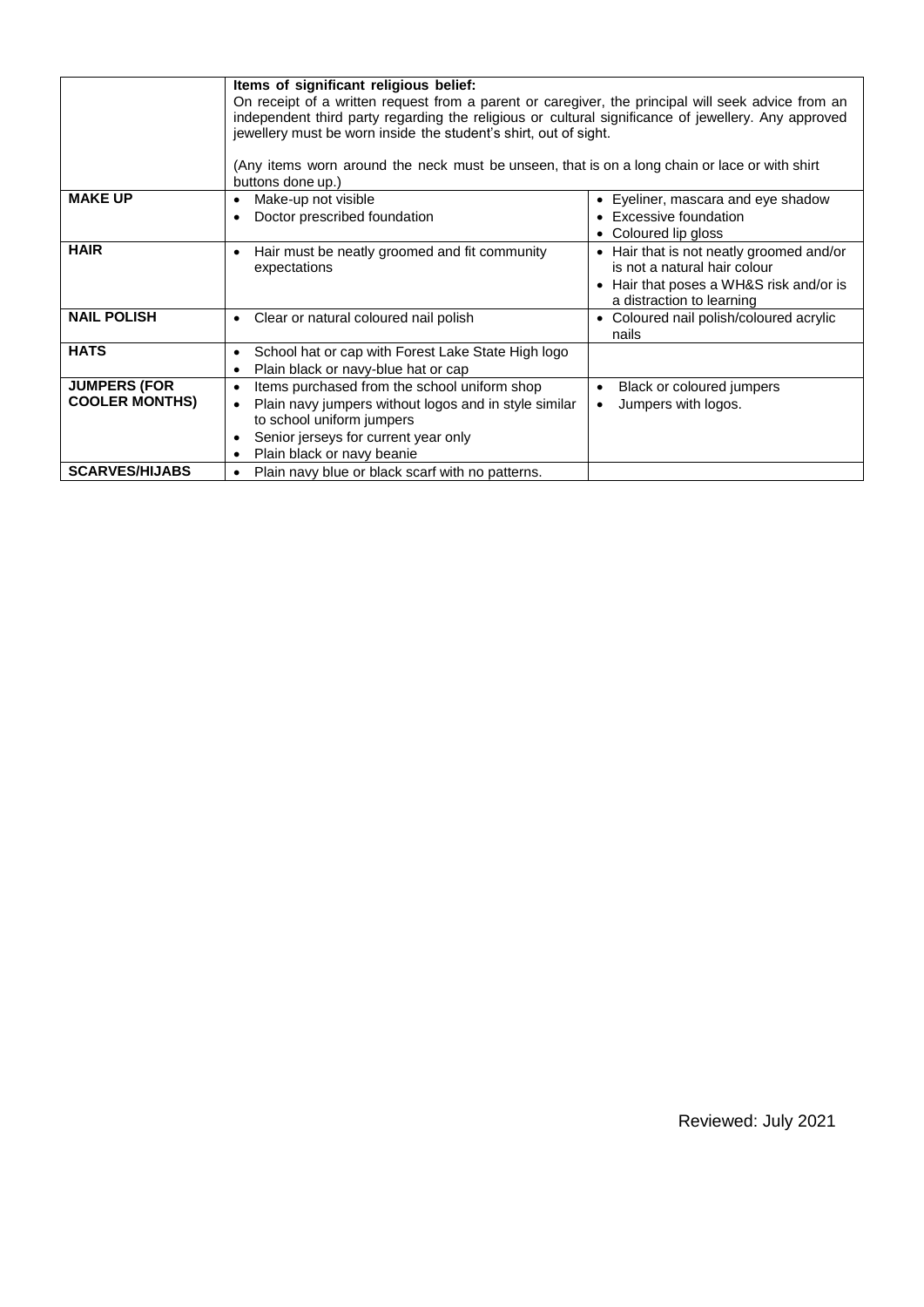| | | |
|---|---|---|
| | **Items of significant religious belief:**<br>On receipt of a written request from a parent or caregiver, the principal will seek advice from an independent third party regarding the religious or cultural significance of jewellery. Any approved jewellery must be worn inside the student's shirt, out of sight.<br><br>(Any items worn around the neck must be unseen, that is on a long chain or lace or with shirt buttons done up.) | |
| **MAKE UP** | • Make-up not visible<br>• Doctor prescribed foundation | • Eyeliner, mascara and eye shadow<br>• Excessive foundation<br>• Coloured lip gloss |
| **HAIR** | • Hair must be neatly groomed and fit community expectations | • Hair that is not neatly groomed and/or is not a natural hair colour<br>• Hair that poses a WH&S risk and/or is a distraction to learning |
| **NAIL POLISH** | • Clear or natural coloured nail polish | • Coloured nail polish/coloured acrylic nails |
| **HATS** | • School hat or cap with Forest Lake State High logo<br>• Plain black or navy-blue hat or cap | |
| **JUMPERS (FOR COOLER MONTHS)** | • Items purchased from the school uniform shop<br>• Plain navy jumpers without logos and in style similar to school uniform jumpers<br>• Senior jerseys for current year only<br>• Plain black or navy beanie | • Black or coloured jumpers<br>• Jumpers with logos. |
| **SCARVES/HIJABS** | • Plain navy blue or black scarf with no patterns. | |

Reviewed: July 2021